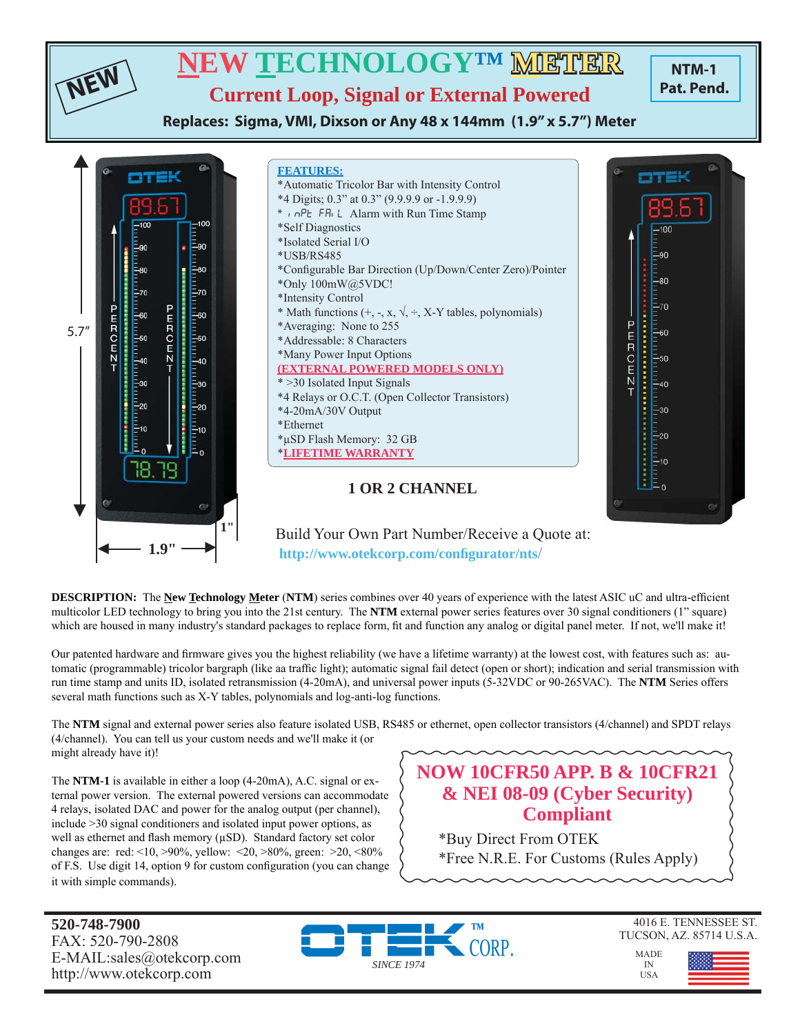NEW

# NEW TECHNOLOGY™ METER

## Current Loop, Signal or External Powered

**NTM-1**
**Pat. Pend.**

**Replaces: Sigma, VMI, Dixson or Any 48 x 144mm (1.9" x 5.7") Meter**

**FEATURES:**

*Automatic Tricolor Bar with Intensity Control
*4 Digits; 0.3" at 0.3" (9.9.9.9 or -1.9.9.9)
* inPt FAiL Alarm with Run Time Stamp
*Self Diagnostics
*Isolated Serial I/O
*USB/RS485
*Configurable Bar Direction (Up/Down/Center Zero)/Pointer
*Only 100mW@5VDC!
*Intensity Control
* Math functions (+, -, x, √, ÷, X-Y tables, polynomials)
*Averaging: None to 255
*Addressable: 8 Characters
*Many Power Input Options

**(EXTERNAL POWERED MODELS ONLY)**

* >30 Isolated Input Signals
*4 Relays or O.C.T. (Open Collector Transistors)
*4-20mA/30V Output
*Ethernet
*µSD Flash Memory: 32 GB
***LIFETIME WARRANTY**

**1 OR 2 CHANNEL**

5.7" | 1.9" | 1"

Build Your Own Part Number/Receive a Quote at:
**http://www.otekcorp.com/configurator/nts/**

**DESCRIPTION:** The **New Technology Meter** (**NTM**) series combines over 40 years of experience with the latest ASIC uC and ultra-efficient multicolor LED technology to bring you into the 21st century. The **NTM** external power series features over 30 signal conditioners (1" square) which are housed in many industry's standard packages to replace form, fit and function any analog or digital panel meter. If not, we'll make it!

Our patented hardware and firmware gives you the highest reliability (we have a lifetime warranty) at the lowest cost, with features such as: automatic (programmable) tricolor bargraph (like aa traffic light); automatic signal fail detect (open or short); indication and serial transmission with run time stamp and units ID, isolated retransmission (4-20mA), and universal power inputs (5-32VDC or 90-265VAC). The **NTM** Series offers several math functions such as X-Y tables, polynomials and log-anti-log functions.

The **NTM** signal and external power series also feature isolated USB, RS485 or ethernet, open collector transistors (4/channel) and SPDT relays (4/channel). You can tell us your custom needs and we'll make it (or might already have it)!

The **NTM-1** is available in either a loop (4-20mA), A.C. signal or external power version. The external powered versions can accommodate 4 relays, isolated DAC and power for the analog output (per channel), include >30 signal conditioners and isolated input power options, as well as ethernet and flash memory (µSD). Standard factory set color changes are: red: <10, >90%, yellow: <20, >80%, green: >20, <80% of F.S. Use digit 14, option 9 for custom configuration (you can change it with simple commands).

**NOW 10CFR50 APP. B & 10CFR21 & NEI 08-09 (Cyber Security) Compliant**

*Buy Direct From OTEK
*Free N.R.E. For Customs (Rules Apply)

**520-748-7900**
FAX: 520-790-2808
E-MAIL:sales@otekcorp.com
http://www.otekcorp.com

OTEK™ CORP.
*SINCE 1974*

4016 E. TENNESSEE ST.
TUCSON, AZ. 85714 U.S.A.

MADE IN USA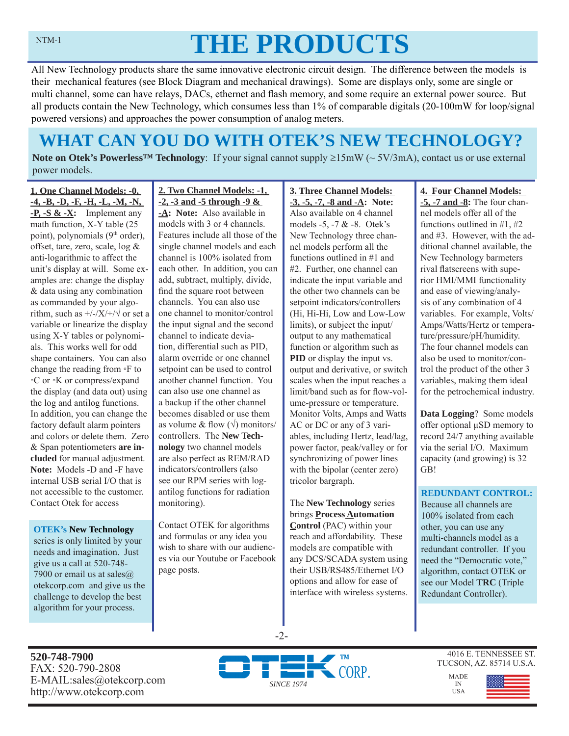# THE PRODUCTS

All New Technology products share the same innovative electronic circuit design. The difference between the models is their mechanical features (see Block Diagram and mechanical drawings). Some are displays only, some are single or multi channel, some can have relays, DACs, ethernet and flash memory, and some require an external power source. But all products contain the New Technology, which consumes less than 1% of comparable digitals (20-100mW for loop/signal powered versions) and approaches the power consumption of analog meters.

## WHAT CAN YOU DO WITH OTEK'S NEW TECHNOLOGY?

**Note on Otek's Powerless™ Technology**: If your signal cannot supply ≥15mW (~ 5V/3mA), contact us or use external power models.

**1. One Channel Models: -0, -4, -B, -D, -F, -H, -L, -M, -N, -P, -S & -X:** Implement any math function, X-Y table (25 point), polynomials (9th order), offset, tare, zero, scale, log & anti-logarithmic to affect the unit's display at will. Some examples are: change the display & data using any combination as commanded by your algorithm, such as +/-/X/÷/√ or set a variable or linearize the display using X-Y tables or polynomials. This works well for odd shape containers. You can also change the reading from ◦F to ◦C or ◦K or compress/expand the display (and data out) using the log and antilog functions. In addition, you can change the factory default alarm pointers and colors or delete them. Zero & Span potentiometers **are included** for manual adjustment. **Note:** Models -D and -F have internal USB serial I/O that is not accessible to the customer. Contact Otek for access

**OTEK's New Technology** series is only limited by your needs and imagination. Just give us a call at 520-748-7900 or email us at sales@otekcorp.com and give us the challenge to develop the best algorithm for your process.

**2. Two Channel Models: -1, -2, -3 and -5 through -9 & -A: Note:** Also available in models with 3 or 4 channels. Features include all those of the single channel models and each channel is 100% isolated from each other. In addition, you can add, subtract, multiply, divide, find the square root between channels. You can also use one channel to monitor/control the input signal and the second channel to indicate deviation, differential such as PID, alarm override or one channel setpoint can be used to control another channel function. You can also use one channel as a backup if the other channel becomes disabled or use them as volume & flow (√) monitors/controllers. The **New Technology** two channel models are also perfect as REM/RAD indicators/controllers (also see our RPM series with log-antilog functions for radiation monitoring).

Contact OTEK for algorithms and formulas or any idea you wish to share with our audiences via our Youtube or Facebook page posts.

**3. Three Channel Models: -3, -5, -7, -8 and -A: Note:** Also available on 4 channel models -5, -7 & -8. Otek's New Technology three channel models perform all the functions outlined in #1 and #2. Further, one channel can indicate the input variable and the other two channels can be setpoint indicators/controllers (Hi, Hi-Hi, Low and Low-Low limits), or subject the input/output to any mathematical function or algorithm such as **PID** or display the input vs. output and derivative, or switch scales when the input reaches a limit/band such as for flow-volume-pressure or temperature. Monitor Volts, Amps and Watts AC or DC or any of 3 variables, including Hertz, lead/lag, power factor, peak/valley or for synchronizing of power lines with the bipolar (center zero) tricolor bargraph.

The **New Technology** series brings **Process Automation Control** (PAC) within your reach and affordability. These models are compatible with any DCS/SCADA system using their USB/RS485/Ethernet I/O options and allow for ease of interface with wireless systems.

**4. Four Channel Models: -5, -7 and -8:** The four channel models offer all of the functions outlined in #1, #2 and #3. However, with the additional channel available, the New Technology barmeters rival flatscreens with superior HMI/MMI functionality and ease of viewing/analysis of any combination of 4 variables. For example, Volts/Amps/Watts/Hertz or temperature/pressure/pH/humidity. The four channel models can also be used to monitor/control the product of the other 3 variables, making them ideal for the petrochemical industry.

**Data Logging**? Some models offer optional µSD memory to record 24/7 anything available via the serial I/O. Maximum capacity (and growing) is 32 GB!

**REDUNDANT CONTROL:** Because all channels are 100% isolated from each other, you can use any multi-channels model as a redundant controller. If you need the "Democratic vote," algorithm, contact OTEK or see our Model **TRC** (Triple Redundant Controller).

**520-748-7900**
FAX: 520-790-2808
E-MAIL:sales@otekcorp.com
http://www.otekcorp.com

OTEK™ CORP. SINCE 1974

4016 E. TENNESSEE ST.
TUCSON, AZ. 85714 U.S.A.

MADE IN USA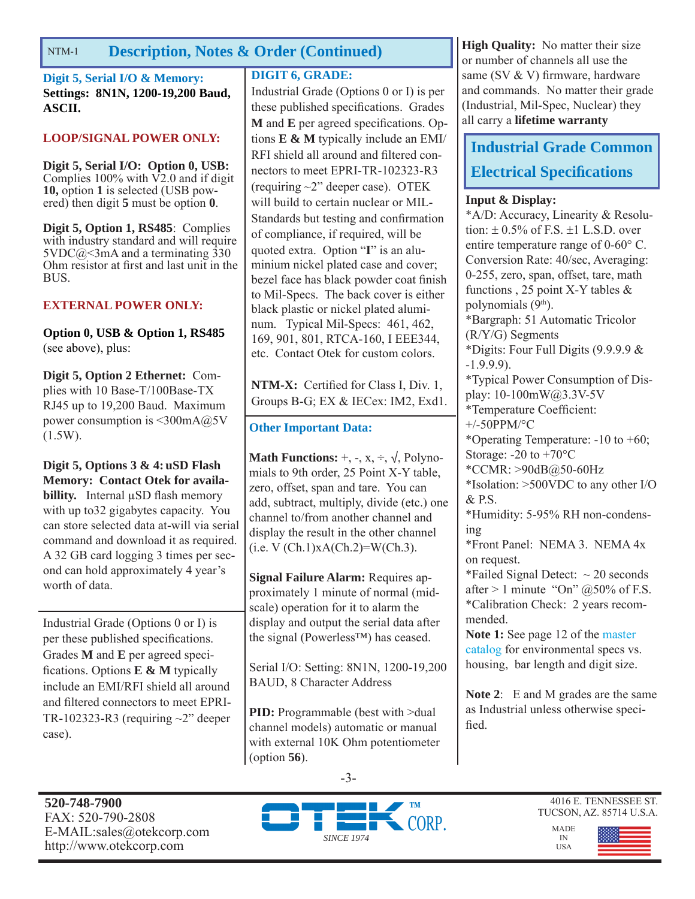## Description, Notes & Order (Continued)

**Digit 5, Serial I/O & Memory:**
**Settings: 8N1N, 1200-19,200 Baud, ASCII.**

**LOOP/SIGNAL POWER ONLY:**

**Digit 5, Serial I/O: Option 0, USB:** Complies 100% with V2.0 and if digit **10,** option **1** is selected (USB powered) then digit **5** must be option **0**.

**Digit 5, Option 1, RS485**: Complies with industry standard and will require 5VDC@<3mA and a terminating 330 Ohm resistor at first and last unit in the BUS.

**EXTERNAL POWER ONLY:**

**Option 0, USB & Option 1, RS485** (see above), plus:

**Digit 5, Option 2 Ethernet:** Complies with 10 Base-T/100Base-TX RJ45 up to 19,200 Baud. Maximum power consumption is <300mA@5V (1.5W).

**Digit 5, Options 3 & 4: uSD Flash Memory: Contact Otek for availabillity.** Internal µSD flash memory with up to32 gigabytes capacity. You can store selected data at-will via serial command and download it as required. A 32 GB card logging 3 times per second can hold approximately 4 year's worth of data.

Industrial Grade (Options 0 or I) is per these published specifications. Grades **M** and **E** per agreed specifications. Options **E & M** typically include an EMI/RFI shield all around and filtered connectors to meet EPRI-TR-102323-R3 (requiring ~2" deeper case).

**DIGIT 6, GRADE:**

Industrial Grade (Options 0 or I) is per these published specifications. Grades **M** and **E** per agreed specifications. Options **E & M** typically include an EMI/RFI shield all around and filtered connectors to meet EPRI-TR-102323-R3 (requiring ~2" deeper case). OTEK will build to certain nuclear or MIL-Standards but testing and confirmation of compliance, if required, will be quoted extra. Option "**I**" is an aluminium nickel plated case and cover; bezel face has black powder coat finish to Mil-Specs. The back cover is either black plastic or nickel plated aluminum. Typical Mil-Specs: 461, 462, 169, 901, 801, RTCA-160, I EEE344, etc. Contact Otek for custom colors.

**NTM-X:** Certified for Class I, Div. 1, Groups B-G; EX & IECex: IM2, Exd1.

**Other Important Data:**

**Math Functions:** +, -, x, ÷, √, Polynomials to 9th order, 25 Point X-Y table, zero, offset, span and tare. You can add, subtract, multiply, divide (etc.) one channel to/from another channel and display the result in the other channel (i.e. V (Ch.1)xA(Ch.2)=W(Ch.3).

**Signal Failure Alarm:** Requires approximately 1 minute of normal (mid-scale) operation for it to alarm the display and output the serial data after the signal (Powerless™) has ceased.

Serial I/O: Setting: 8N1N, 1200-19,200 BAUD, 8 Character Address

**PID:** Programmable (best with >dual channel models) automatic or manual with external 10K Ohm potentiometer (option **56**).

**High Quality:** No matter their size or number of channels all use the same (SV & V) firmware, hardware and commands. No matter their grade (Industrial, Mil-Spec, Nuclear) they all carry a **lifetime warranty**

## Industrial Grade Common Electrical Specifications

**Input & Display:**
*A/D: Accuracy, Linearity & Resolution: ± 0.5% of F.S. ±1 L.S.D. over entire temperature range of 0-60° C. Conversion Rate: 40/sec, Averaging: 0-255, zero, span, offset, tare, math functions , 25 point X-Y tables & polynomials (9th).
*Bargraph: 51 Automatic Tricolor (R/Y/G) Segments
*Digits: Four Full Digits (9.9.9.9 & -1.9.9.9).
*Typical Power Consumption of Display: 10-100mW@3.3V-5V
*Temperature Coefficient: +/-50PPM/°C
*Operating Temperature: -10 to +60; Storage: -20 to +70°C
*CCMR: >90dB@50-60Hz
*Isolation: >500VDC to any other I/O & P.S.
*Humidity: 5-95% RH non-condensing
*Front Panel: NEMA 3. NEMA 4x on request.
*Failed Signal Detect: ~ 20 seconds after > 1 minute "On" @50% of F.S.
*Calibration Check: 2 years recommended.
**Note 1:** See page 12 of the master catalog for environmental specs vs. housing, bar length and digit size.

**Note 2**: E and M grades are the same as Industrial unless otherwise specified.

520-748-7900
FAX: 520-790-2808
E-MAIL:sales@otekcorp.com
http://www.otekcorp.com

OTEK™ CORP. SINCE 1974

4016 E. TENNESSEE ST.
TUCSON, AZ. 85714 U.S.A.

MADE IN USA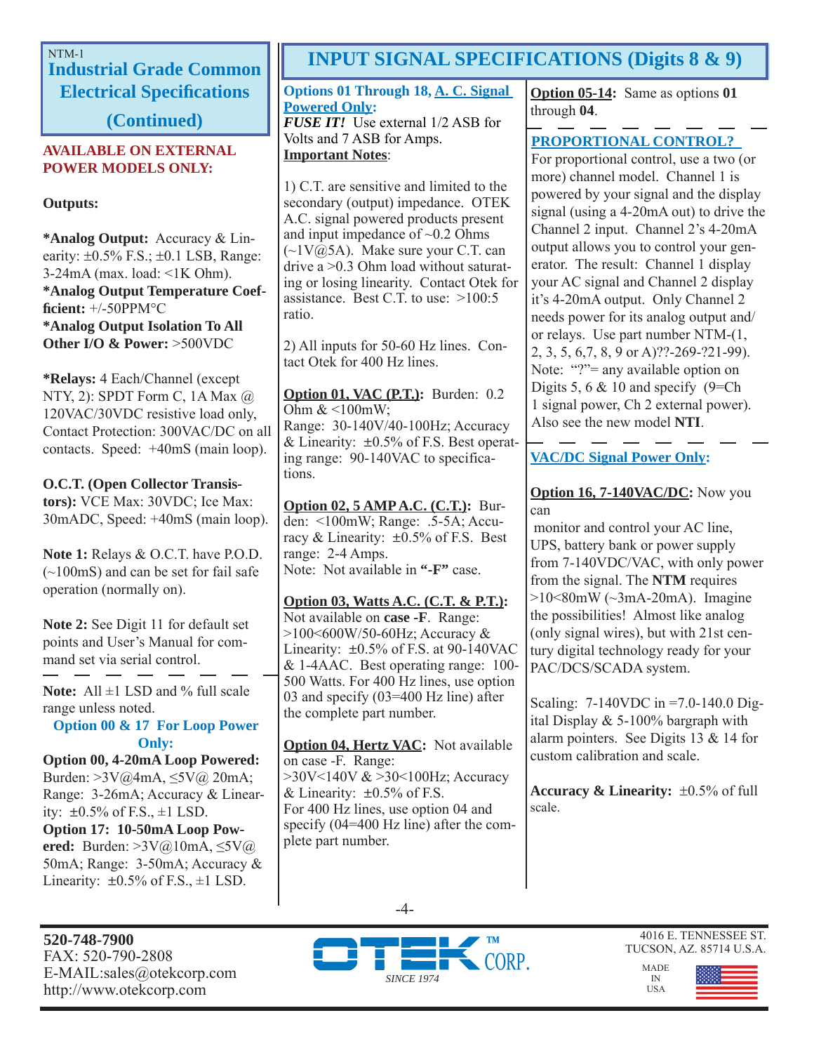NTM-1

## Industrial Grade Common Electrical Specifications (Continued)

**AVAILABLE ON EXTERNAL POWER MODELS ONLY:**

**Outputs:**

***Analog Output:** Accuracy & Linearity: ±0.5% F.S.; ±0.1 LSB, Range: 3-24mA (max. load: <1K Ohm).
***Analog Output Temperature Coefficient:** +/-50PPM°C
***Analog Output Isolation To All Other I/O & Power:** >500VDC

***Relays:** 4 Each/Channel (except NTY, 2): SPDT Form C, 1A Max @ 120VAC/30VDC resistive load only, Contact Protection: 300VAC/DC on all contacts. Speed: +40mS (main loop).

**O.C.T. (Open Collector Transistors):** VCE Max: 30VDC; Ice Max: 30mADC, Speed: +40mS (main loop).

**Note 1:** Relays & O.C.T. have P.O.D. (~100mS) and can be set for fail safe operation (normally on).

**Note 2:** See Digit 11 for default set points and User's Manual for command set via serial control.

---

**Note:** All ±1 LSD and % full scale range unless noted.

**Option 00 & 17 For Loop Power Only:**

**Option 00, 4-20mA Loop Powered:** Burden: >3V@4mA, ≤5V@ 20mA; Range: 3-26mA; Accuracy & Linearity: ±0.5% of F.S., ±1 LSD.
**Option 17: 10-50mA Loop Powered:** Burden: >3V@10mA, ≤5V@ 50mA; Range: 3-50mA; Accuracy & Linearity: ±0.5% of F.S., ±1 LSD.

## INPUT SIGNAL SPECIFICATIONS (Digits 8 & 9)

**Options 01 Through 18, A. C. Signal Powered Only:**
***FUSE IT!*** Use external 1/2 ASB for Volts and 7 ASB for Amps.
**Important Notes**:

1) C.T. are sensitive and limited to the secondary (output) impedance. OTEK A.C. signal powered products present and input impedance of ~0.2 Ohms (~1V@5A). Make sure your C.T. can drive a >0.3 Ohm load without saturating or losing linearity. Contact Otek for assistance. Best C.T. to use: >100:5 ratio.

2) All inputs for 50-60 Hz lines. Contact Otek for 400 Hz lines.

**Option 01, VAC (P.T.):** Burden: 0.2 Ohm & <100mW;
Range: 30-140V/40-100Hz; Accuracy & Linearity: ±0.5% of F.S. Best operating range: 90-140VAC to specifications.

**Option 02, 5 AMP A.C. (C.T.):** Burden: <100mW; Range: .5-5A; Accuracy & Linearity: ±0.5% of F.S. Best range: 2-4 Amps.
Note: Not available in **"-F"** case.

**Option 03, Watts A.C. (C.T. & P.T.):** Not available on **case -F**. Range: >100<600W/50-60Hz; Accuracy & Linearity: ±0.5% of F.S. at 90-140VAC & 1-4AAC. Best operating range: 100-500 Watts. For 400 Hz lines, use option 03 and specify (03=400 Hz line) after the complete part number.

**Option 04, Hertz VAC:** Not available on case -F. Range:
>30V<140V & >30<100Hz; Accuracy & Linearity: ±0.5% of F.S.
For 400 Hz lines, use option 04 and specify (04=400 Hz line) after the complete part number.

**Option 05-14:** Same as options **01** through **04**.

---

**PROPORTIONAL CONTROL?**
For proportional control, use a two (or more) channel model. Channel 1 is powered by your signal and the display signal (using a 4-20mA out) to drive the Channel 2 input. Channel 2's 4-20mA output allows you to control your generator. The result: Channel 1 display your AC signal and Channel 2 display it's 4-20mA output. Only Channel 2 needs power for its analog output and/or relays. Use part number NTM-(1, 2, 3, 5, 6,7, 8, 9 or A)??-269-?21-99). Note: "?"= any available option on Digits 5, 6 & 10 and specify (9=Ch 1 signal power, Ch 2 external power). Also see the new model **NTI**.

---

**VAC/DC Signal Power Only:**

**Option 16, 7-140VAC/DC:** Now you can
monitor and control your AC line, UPS, battery bank or power supply from 7-140VDC/VAC, with only power from the signal. The **NTM** requires >10<80mW (~3mA-20mA). Imagine the possibilities! Almost like analog (only signal wires), but with 21st century digital technology ready for your PAC/DCS/SCADA system.

Scaling: 7-140VDC in =7.0-140.0 Digital Display & 5-100% bargraph with alarm pointers. See Digits 13 & 14 for custom calibration and scale.

**Accuracy & Linearity:** ±0.5% of full scale.

**520-748-7900**
FAX: 520-790-2808
E-MAIL:sales@otekcorp.com
http://www.otekcorp.com

OTEK™ CORP. SINCE 1974

4016 E. TENNESSEE ST.
TUCSON, AZ. 85714 U.S.A.

MADE IN USA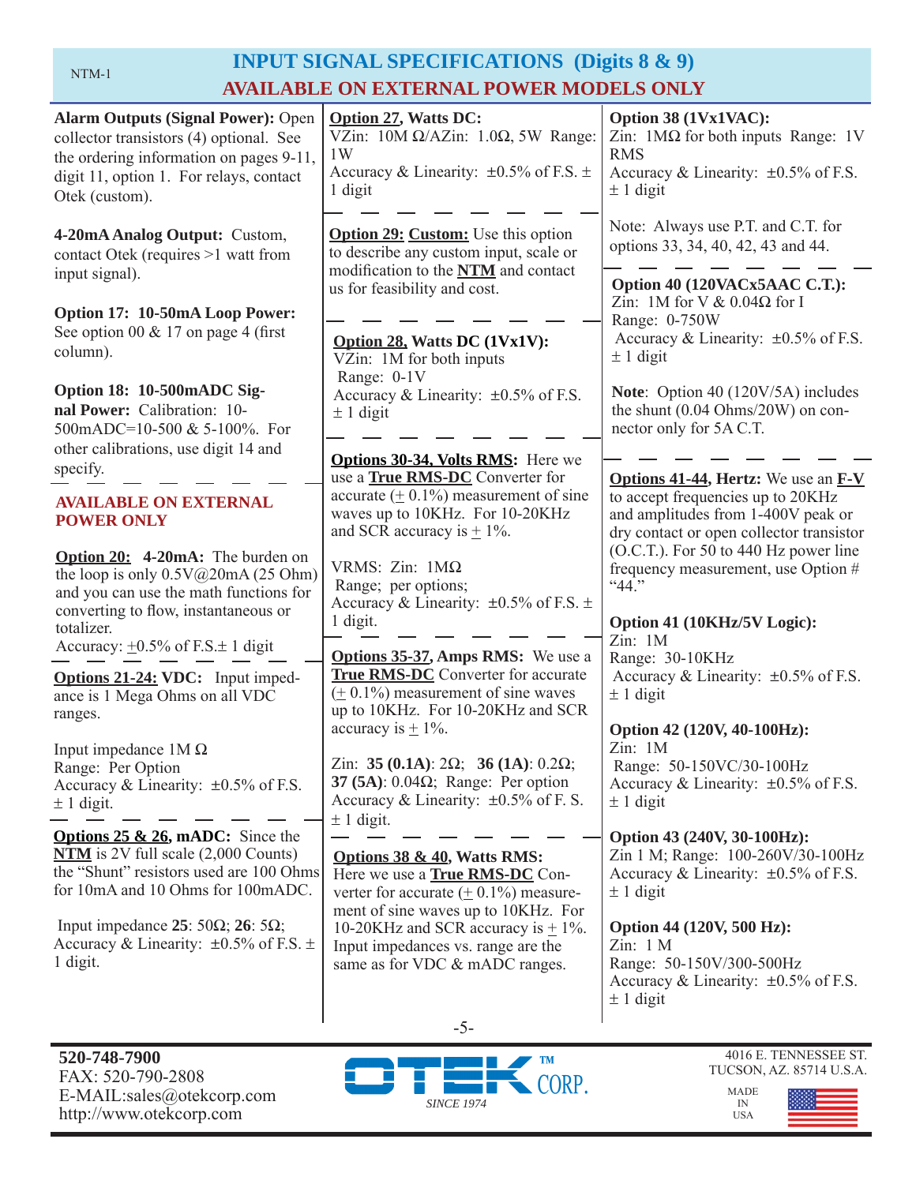# INPUT SIGNAL SPECIFICATIONS (Digits 8 & 9)

## AVAILABLE ON EXTERNAL POWER MODELS ONLY

**Alarm Outputs (Signal Power):** Open collector transistors (4) optional. See the ordering information on pages 9-11, digit 11, option 1. For relays, contact Otek (custom).

**4-20mA Analog Output:** Custom, contact Otek (requires >1 watt from input signal).

**Option 17: 10-50mA Loop Power:** See option 00 & 17 on page 4 (first column).

**Option 18: 10-500mADC Signal Power:** Calibration: 10-500mADC=10-500 & 5-100%. For other calibrations, use digit 14 and specify.

---

**AVAILABLE ON EXTERNAL POWER ONLY**

**Option 20: 4-20mA:** The burden on the loop is only 0.5V@20mA (25 Ohm) and you can use the math functions for converting to flow, instantaneous or totalizer.
Accuracy: ±0.5% of F.S.± 1 digit

---

**Options 21-24: VDC:** Input impedance is 1 Mega Ohms on all VDC ranges.

Input impedance 1M Ω
Range: Per Option
Accuracy & Linearity: ±0.5% of F.S. ± 1 digit.

---

**Options 25 & 26, mADC:** Since the **NTM** is 2V full scale (2,000 Counts) the "Shunt" resistors used are 100 Ohms for 10mA and 10 Ohms for 100mADC.

Input impedance **25**: 50Ω; **26**: 5Ω;
Accuracy & Linearity: ±0.5% of F.S. ± 1 digit.

---

**Option 27, Watts DC:**
VZin: 10M Ω/AZin: 1.0Ω, 5W Range: 1W
Accuracy & Linearity: ±0.5% of F.S. ± 1 digit

---

**Option 29: Custom:** Use this option to describe any custom input, scale or modification to the **NTM** and contact us for feasibility and cost.

---

**Option 28, Watts DC (1Vx1V):**
VZin: 1M for both inputs
Range: 0-1V
Accuracy & Linearity: ±0.5% of F.S. ± 1 digit

---

**Options 30-34, Volts RMS:** Here we use a **True RMS-DC** Converter for accurate (± 0.1%) measurement of sine waves up to 10KHz. For 10-20KHz and SCR accuracy is ± 1%.

VRMS: Zin: 1MΩ
Range; per options;
Accuracy & Linearity: ±0.5% of F.S. ± 1 digit.

---

**Options 35-37, Amps RMS:** We use a **True RMS-DC** Converter for accurate (± 0.1%) measurement of sine waves up to 10KHz. For 10-20KHz and SCR accuracy is ± 1%.

Zin: **35 (0.1A)**: 2Ω; **36 (1A)**: 0.2Ω; **37 (5A)**: 0.04Ω; Range: Per option
Accuracy & Linearity: ±0.5% of F. S. ± 1 digit.

---

**Options 38 & 40, Watts RMS:** Here we use a **True RMS-DC** Converter for accurate (± 0.1%) measurement of sine waves up to 10KHz. For 10-20KHz and SCR accuracy is ± 1%. Input impedances vs. range are the same as for VDC & mADC ranges.

---

**Option 38 (1Vx1VAC):**
Zin: 1MΩ for both inputs Range: 1V RMS
Accuracy & Linearity: ±0.5% of F.S. ± 1 digit

---

Note: Always use P.T. and C.T. for options 33, 34, 40, 42, 43 and 44.

---

**Option 40 (120VACx5AAC C.T.):**
Zin: 1M for V & 0.04Ω for I
Range: 0-750W
Accuracy & Linearity: ±0.5% of F.S. ± 1 digit

**Note**: Option 40 (120V/5A) includes the shunt (0.04 Ohms/20W) on connector only for 5A C.T.

---

**Options 41-44, Hertz:** We use an **F-V** to accept frequencies up to 20KHz and amplitudes from 1-400V peak or dry contact or open collector transistor (O.C.T.). For 50 to 440 Hz power line frequency measurement, use Option # "44."

**Option 41 (10KHz/5V Logic):**
Zin: 1M
Range: 30-10KHz
Accuracy & Linearity: ±0.5% of F.S. ± 1 digit

**Option 42 (120V, 40-100Hz):**
Zin: 1M
Range: 50-150VC/30-100Hz
Accuracy & Linearity: ±0.5% of F.S. ± 1 digit

**Option 43 (240V, 30-100Hz):**
Zin 1 M; Range: 100-260V/30-100Hz
Accuracy & Linearity: ±0.5% of F.S. ± 1 digit

**Option 44 (120V, 500 Hz):**
Zin: 1 M
Range: 50-150V/300-500Hz
Accuracy & Linearity: ±0.5% of F.S. ± 1 digit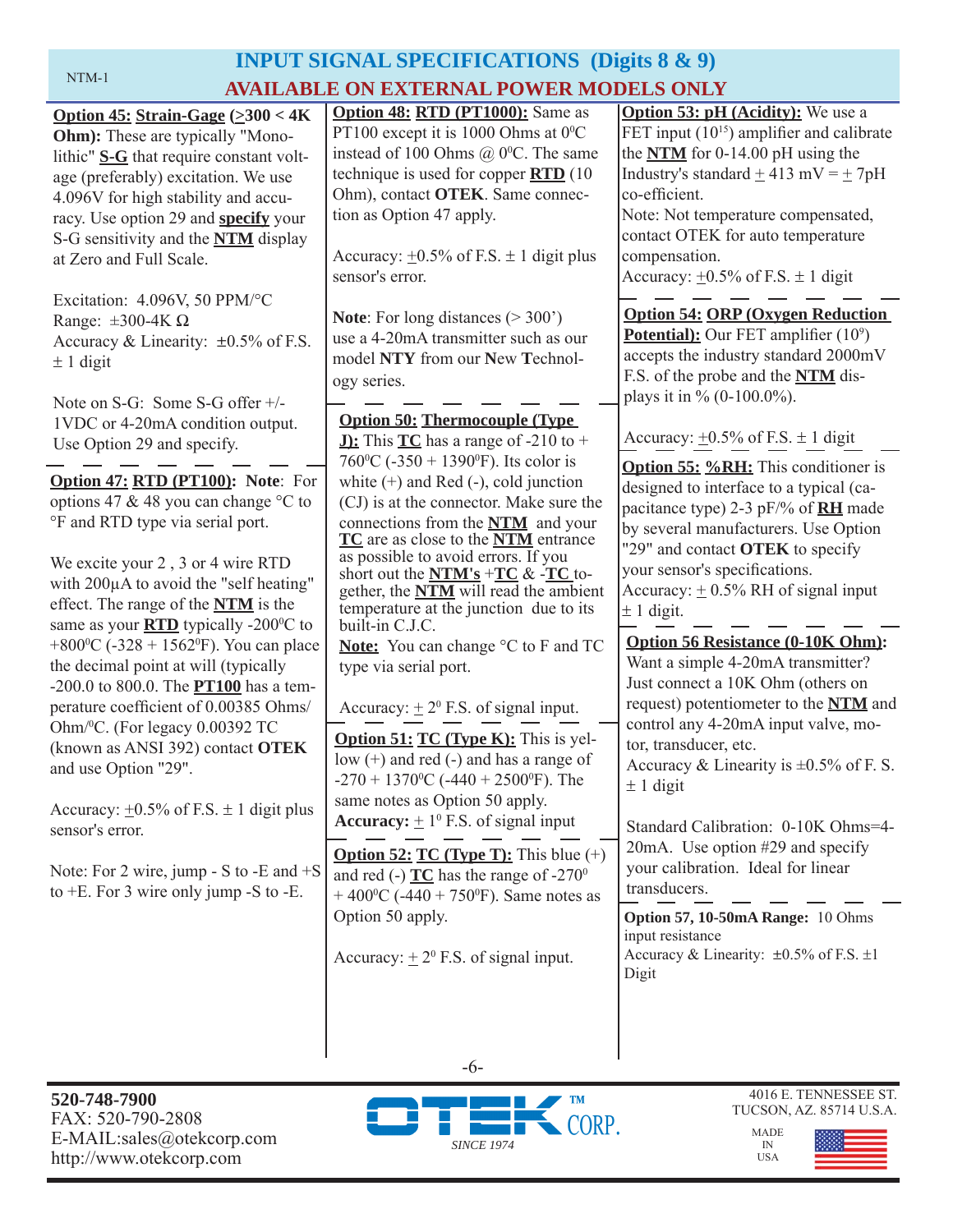# INPUT SIGNAL SPECIFICATIONS (Digits 8 & 9)

## AVAILABLE ON EXTERNAL POWER MODELS ONLY

**Option 45: Strain-Gage (>300 < 4K Ohm):** These are typically "Monolithic" **S-G** that require constant voltage (preferably) excitation. We use 4.096V for high stability and accuracy. Use option 29 and **specify** your S-G sensitivity and the **NTM** display at Zero and Full Scale.

Excitation: 4.096V, 50 PPM/°C
Range: ±300-4K Ω
Accuracy & Linearity: ±0.5% of F.S. ± 1 digit

Note on S-G: Some S-G offer +/- 1VDC or 4-20mA condition output. Use Option 29 and specify.

**Option 47: RTD (PT100): Note**: For options 47 & 48 you can change °C to °F and RTD type via serial port.

We excite your 2 , 3 or 4 wire RTD with 200μA to avoid the "self heating" effect. The range of the **NTM** is the same as your **RTD** typically -200°C to +800°C (-328 + 1562°F). You can place the decimal point at will (typically -200.0 to 800.0. The **PT100** has a temperature coefficient of 0.00385 Ohms/Ohm/°C. (For legacy 0.00392 TC (known as ANSI 392) contact **OTEK** and use Option "29".

Accuracy: ±0.5% of F.S. ± 1 digit plus sensor's error.

Note: For 2 wire, jump - S to -E and +S to +E. For 3 wire only jump -S to -E.

**Option 48: RTD (PT1000):** Same as PT100 except it is 1000 Ohms at 0°C instead of 100 Ohms @ 0°C. The same technique is used for copper **RTD** (10 Ohm), contact **OTEK**. Same connection as Option 47 apply.

Accuracy: ±0.5% of F.S. ± 1 digit plus sensor's error.

**Note**: For long distances (> 300') use a 4-20mA transmitter such as our model **NTY** from our **N**ew **T**echnology series.

**Option 50: Thermocouple (Type J):** This **TC** has a range of -210 to + 760°C (-350 + 1390°F). Its color is white (+) and Red (-), cold junction (CJ) is at the connector. Make sure the connections from the **NTM** and your **TC** are as close to the **NTM** entrance as possible to avoid errors. If you short out the **NTM's** +**TC** & -**TC** together, the **NTM** will read the ambient temperature at the junction due to its built-in C.J.C.

**Note:** You can change °C to F and TC type via serial port.

Accuracy: ± 2° F.S. of signal input.

**Option 51: TC (Type K):** This is yellow (+) and red (-) and has a range of -270 + 1370°C (-440 + 2500°F). The same notes as Option 50 apply.
**Accuracy:** ± 1° F.S. of signal input

**Option 52: TC (Type T):** This blue (+) and red (-) **TC** has the range of -270° + 400°C (-440 + 750°F). Same notes as Option 50 apply.

Accuracy: ± 2° F.S. of signal input.

**Option 53: pH (Acidity):** We use a FET input ($10^{15}$) amplifier and calibrate the **NTM** for 0-14.00 pH using the Industry's standard ± 413 mV = ± 7pH co-efficient.
Note: Not temperature compensated, contact OTEK for auto temperature compensation.
Accuracy: ±0.5% of F.S. ± 1 digit

**Option 54: ORP (Oxygen Reduction Potential):** Our FET amplifier ($10^9$) accepts the industry standard 2000mV F.S. of the probe and the **NTM** displays it in % (0-100.0%).

Accuracy: ±0.5% of F.S. ± 1 digit

**Option 55: %RH:** This conditioner is designed to interface to a typical (capacitance type) 2-3 pF/% of **RH** made by several manufacturers. Use Option "29" and contact **OTEK** to specify your sensor's specifications.
Accuracy: ± 0.5% RH of signal input ± 1 digit.

**Option 56 Resistance (0-10K Ohm):** Want a simple 4-20mA transmitter? Just connect a 10K Ohm (others on request) potentiometer to the **NTM** and control any 4-20mA input valve, motor, transducer, etc.
Accuracy & Linearity is ±0.5% of F. S. ± 1 digit

Standard Calibration: 0-10K Ohms=4-20mA. Use option #29 and specify your calibration. Ideal for linear transducers.

**Option 57, 10-50mA Range:** 10 Ohms input resistance
Accuracy & Linearity: ±0.5% of F.S. ±1 Digit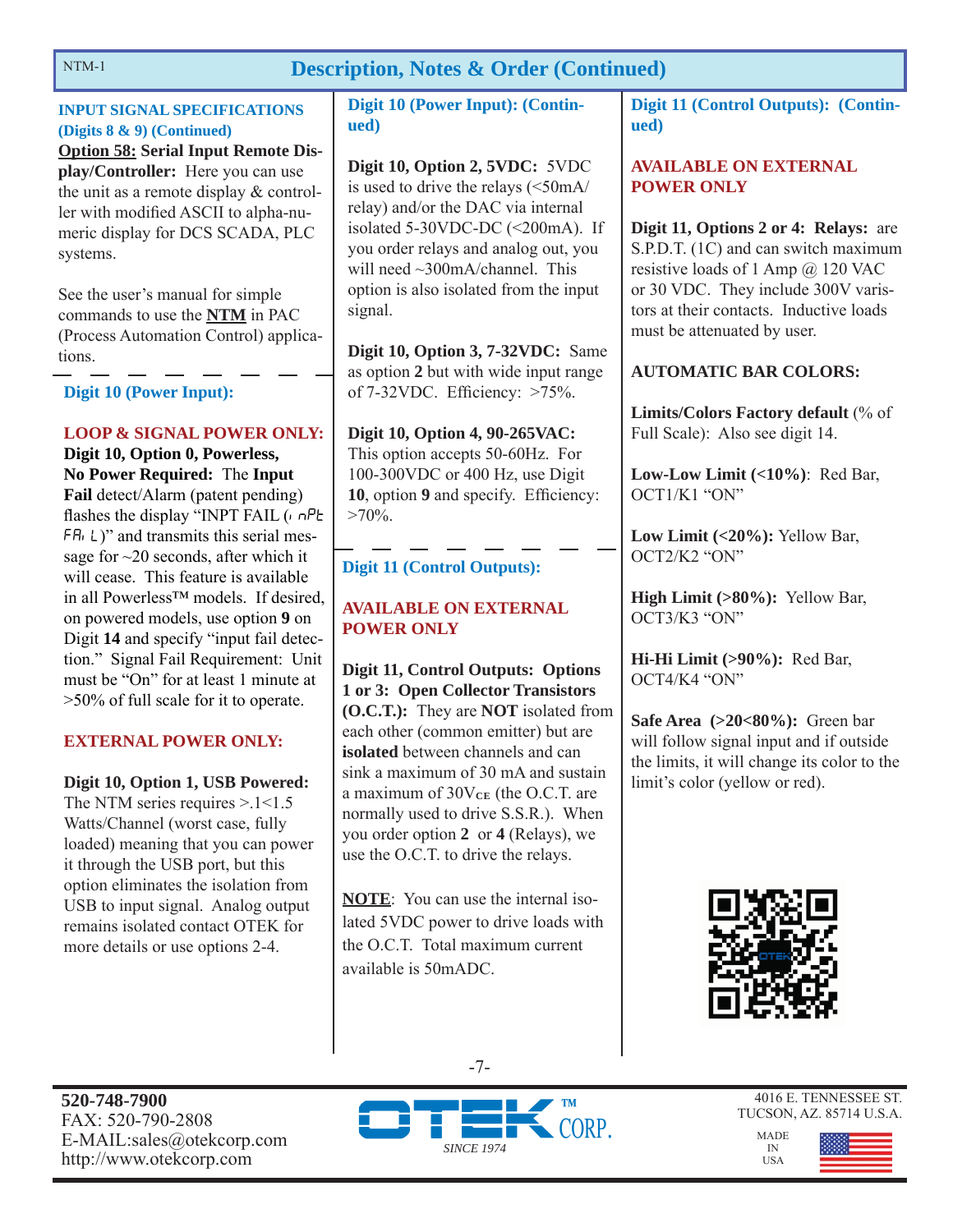## Description, Notes & Order (Continued)

**INPUT SIGNAL SPECIFICATIONS (Digits 8 & 9) (Continued)**

**Option 58: Serial Input Remote Display/Controller:** Here you can use the unit as a remote display & controller with modified ASCII to alpha-numeric display for DCS SCADA, PLC systems.

See the user's manual for simple commands to use the **NTM** in PAC (Process Automation Control) applications.

### Digit 10 (Power Input):

**LOOP & SIGNAL POWER ONLY:**

**Digit 10, Option 0, Powerless, No Power Required:** The **Input Fail** detect/Alarm (patent pending) flashes the display "INPT FAIL (inPt FAiL)" and transmits this serial message for ~20 seconds, after which it will cease. This feature is available in all Powerless™ models. If desired, on powered models, use option **9** on Digit **14** and specify "input fail detection." Signal Fail Requirement: Unit must be "On" for at least 1 minute at >50% of full scale for it to operate.

**EXTERNAL POWER ONLY:**

**Digit 10, Option 1, USB Powered:** The NTM series requires >.1<1.5 Watts/Channel (worst case, fully loaded) meaning that you can power it through the USB port, but this option eliminates the isolation from USB to input signal. Analog output remains isolated contact OTEK for more details or use options 2-4.

### Digit 10 (Power Input): (Continued)

**Digit 10, Option 2, 5VDC:** 5VDC is used to drive the relays (<50mA/relay) and/or the DAC via internal isolated 5-30VDC-DC (<200mA). If you order relays and analog out, you will need ~300mA/channel. This option is also isolated from the input signal.

**Digit 10, Option 3, 7-32VDC:** Same as option **2** but with wide input range of 7-32VDC. Efficiency: >75%.

**Digit 10, Option 4, 90-265VAC:** This option accepts 50-60Hz. For 100-300VDC or 400 Hz, use Digit **10**, option **9** and specify. Efficiency: >70%.

### Digit 11 (Control Outputs):

**AVAILABLE ON EXTERNAL POWER ONLY**

**Digit 11, Control Outputs: Options 1 or 3: Open Collector Transistors (O.C.T.):** They are **NOT** isolated from each other (common emitter) but are **isolated** between channels and can sink a maximum of 30 mA and sustain a maximum of $30V_{CE}$ (the O.C.T. are normally used to drive S.S.R.). When you order option **2** or **4** (Relays), we use the O.C.T. to drive the relays.

**NOTE**: You can use the internal isolated 5VDC power to drive loads with the O.C.T. Total maximum current available is 50mADC.

### Digit 11 (Control Outputs): (Continued)

**AVAILABLE ON EXTERNAL POWER ONLY**

**Digit 11, Options 2 or 4: Relays:** are S.P.D.T. (1C) and can switch maximum resistive loads of 1 Amp @ 120 VAC or 30 VDC. They include 300V varistors at their contacts. Inductive loads must be attenuated by user.

**AUTOMATIC BAR COLORS:**

**Limits/Colors Factory default** (% of Full Scale): Also see digit 14.

**Low-Low Limit (<10%)**: Red Bar, OCT1/K1 "ON"

**Low Limit (<20%):** Yellow Bar, OCT2/K2 "ON"

**High Limit (>80%):** Yellow Bar, OCT3/K3 "ON"

**Hi-Hi Limit (>90%):** Red Bar, OCT4/K4 "ON"

**Safe Area (>20<80%):** Green bar will follow signal input and if outside the limits, it will change its color to the limit's color (yellow or red).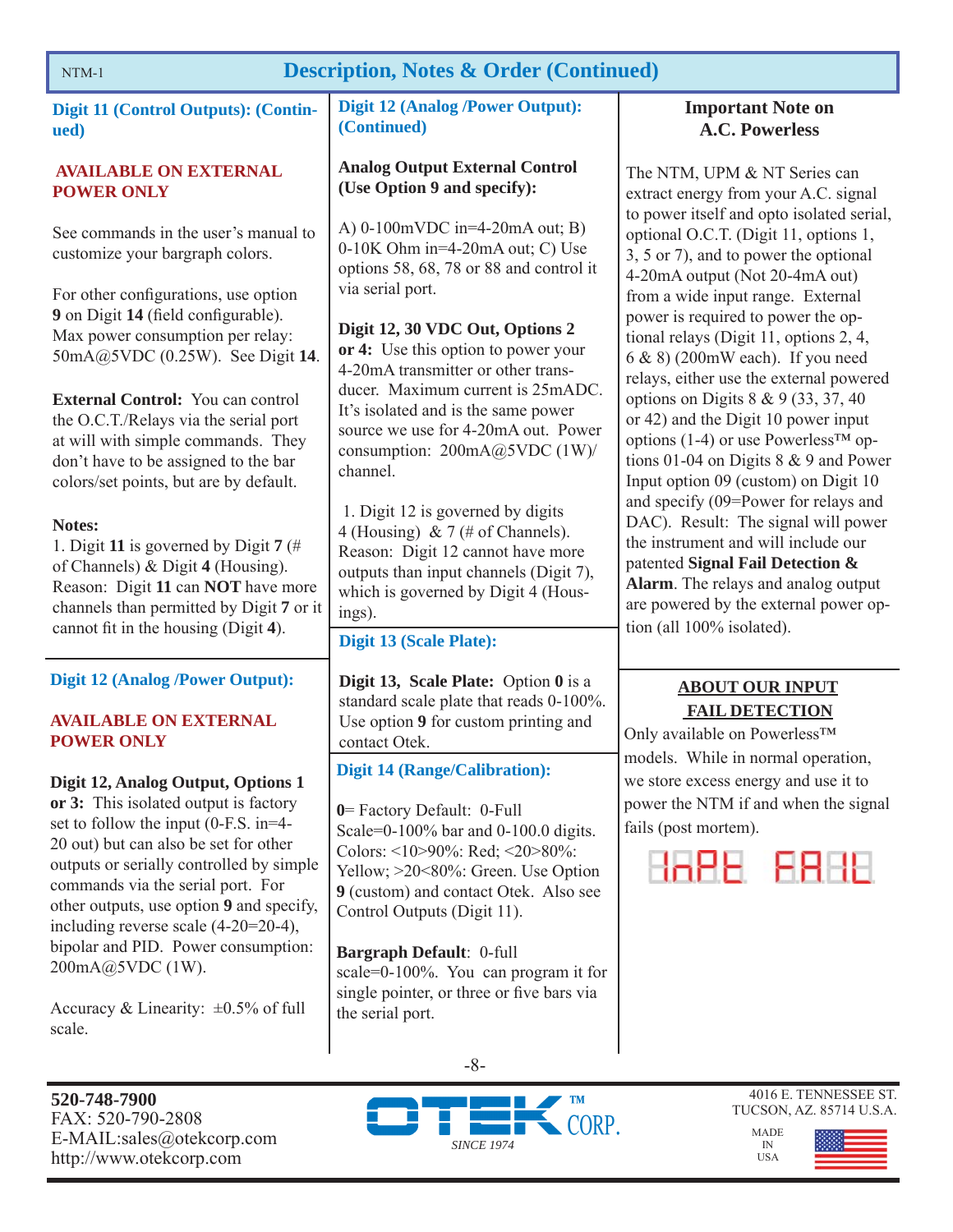# Description, Notes & Order (Continued)

## Digit 11 (Control Outputs): (Continued)

**AVAILABLE ON EXTERNAL POWER ONLY**

See commands in the user's manual to customize your bargraph colors.

For other configurations, use option **9** on Digit **14** (field configurable). Max power consumption per relay: 50mA@5VDC (0.25W). See Digit **14**.

**External Control:** You can control the O.C.T./Relays via the serial port at will with simple commands. They don't have to be assigned to the bar colors/set points, but are by default.

**Notes:**
1. Digit **11** is governed by Digit **7** (# of Channels) & Digit **4** (Housing). Reason: Digit **11** can **NOT** have more channels than permitted by Digit **7** or it cannot fit in the housing (Digit **4**).

## Digit 12 (Analog /Power Output):

**AVAILABLE ON EXTERNAL POWER ONLY**

**Digit 12, Analog Output, Options 1 or 3:** This isolated output is factory set to follow the input (0-F.S. in=4-20 out) but can also be set for other outputs or serially controlled by simple commands via the serial port. For other outputs, use option **9** and specify, including reverse scale (4-20=20-4), bipolar and PID. Power consumption: 200mA@5VDC (1W).

Accuracy & Linearity: ±0.5% of full scale.

## Digit 12 (Analog /Power Output): (Continued)

**Analog Output External Control (Use Option 9 and specify):**

A) 0-100mVDC in=4-20mA out; B) 0-10K Ohm in=4-20mA out; C) Use options 58, 68, 78 or 88 and control it via serial port.

**Digit 12, 30 VDC Out, Options 2 or 4:** Use this option to power your 4-20mA transmitter or other transducer. Maximum current is 25mADC. It's isolated and is the same power source we use for 4-20mA out. Power consumption: 200mA@5VDC (1W)/channel.

1. Digit 12 is governed by digits 4 (Housing) & 7 (# of Channels). Reason: Digit 12 cannot have more outputs than input channels (Digit 7), which is governed by Digit 4 (Housings).

## Digit 13 (Scale Plate):

**Digit 13, Scale Plate:** Option **0** is a standard scale plate that reads 0-100%. Use option **9** for custom printing and contact Otek.

## Digit 14 (Range/Calibration):

**0**= Factory Default: 0-Full Scale=0-100% bar and 0-100.0 digits. Colors: <10>90%: Red; <20>80%: Yellow; >20<80%: Green. Use Option **9** (custom) and contact Otek. Also see Control Outputs (Digit 11).

**Bargraph Default**: 0-full scale=0-100%. You can program it for single pointer, or three or five bars via the serial port.

## Important Note on A.C. Powerless

The NTM, UPM & NT Series can extract energy from your A.C. signal to power itself and opto isolated serial, optional O.C.T. (Digit 11, options 1, 3, 5 or 7), and to power the optional 4-20mA output (Not 20-4mA out) from a wide input range. External power is required to power the optional relays (Digit 11, options 2, 4, 6 & 8) (200mW each). If you need relays, either use the external powered options on Digits 8 & 9 (33, 37, 40 or 42) and the Digit 10 power input options (1-4) or use Powerless™ options 01-04 on Digits 8 & 9 and Power Input option 09 (custom) on Digit 10 and specify (09=Power for relays and DAC). Result: The signal will power the instrument and will include our patented **Signal Fail Detection & Alarm**. The relays and analog output are powered by the external power option (all 100% isolated).

## ABOUT OUR INPUT FAIL DETECTION

Only available on Powerless™ models. While in normal operation, we store excess energy and use it to power the NTM if and when the signal fails (post mortem).

InPt FAIL

---

520-748-7900
FAX: 520-790-2808
E-MAIL:sales@otekcorp.com
http://www.otekcorp.com

OTEK™ CORP. SINCE 1974

4016 E. TENNESSEE ST.
TUCSON, AZ. 85714 U.S.A.
MADE IN USA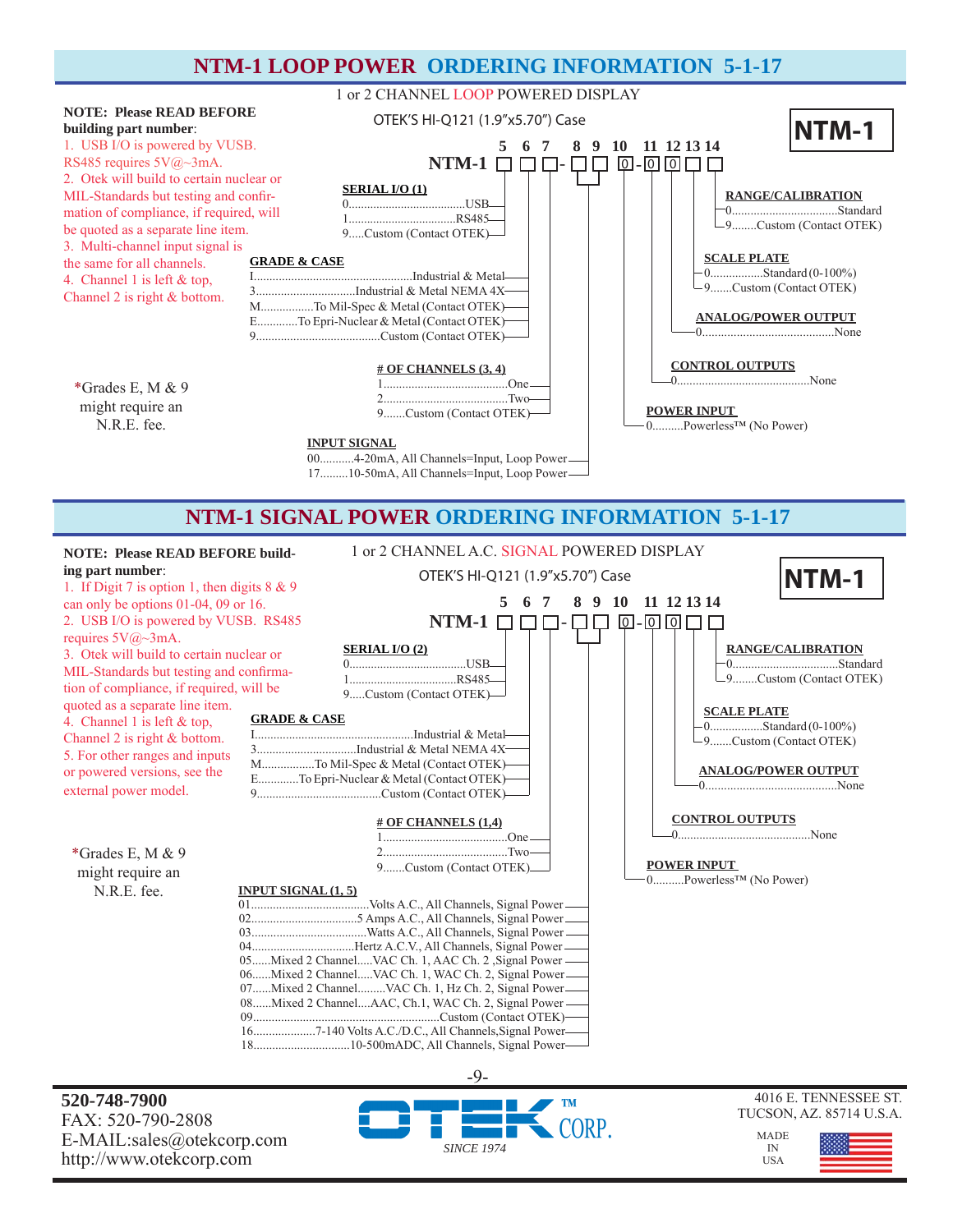# NTM-1 LOOP POWER ORDERING INFORMATION 5-1-17

1 or 2 CHANNEL LOOP POWERED DISPLAY

OTEK'S HI-Q121 (1.9"x5.70") Case

**NTM-1**

**NOTE: Please READ BEFORE building part number**:

1. USB I/O is powered by VUSB. RS485 requires 5V@~3mA.
2. Otek will build to certain nuclear or MIL-Standards but testing and confirmation of compliance, if required, will be quoted as a separate line item.
3. Multi-channel input signal is the same for all channels.
4. Channel 1 is left & top, Channel 2 is right & bottom.

*Grades E, M & 9 might require an N.R.E. fee.

**NTM-1** 5 6 7 - 8 9 10 - 11 12 13 14

NTM-1 ☐ ☐ ☐ - ☐ ☐ 0 - 0 0 ☐ ☐

**SERIAL I/O (1)**
- 0......USB
- 1......RS485
- 9.....Custom (Contact OTEK)

**GRADE & CASE**
- I......Industrial & Metal
- 3......Industrial & Metal NEMA 4X
- M......To Mil-Spec & Metal (Contact OTEK)
- E......To Epri-Nuclear & Metal (Contact OTEK)
- 9......Custom (Contact OTEK)

**# OF CHANNELS (3, 4)**
- 1......One
- 2......Two
- 9.......Custom (Contact OTEK)

**INPUT SIGNAL**
- 00..........4-20mA, All Channels=Input, Loop Power
- 17.........10-50mA, All Channels=Input, Loop Power

**POWER INPUT**
- 0..........Powerless™ (No Power)

**CONTROL OUTPUTS**
- 0......None

**ANALOG/POWER OUTPUT**
- 0......None

**SCALE PLATE**
- 0.................Standard (0-100%)
- 9.......Custom (Contact OTEK)

**RANGE/CALIBRATION**
- 0......Standard
- 9........Custom (Contact OTEK)

# NTM-1 SIGNAL POWER ORDERING INFORMATION 5-1-17

1 or 2 CHANNEL A.C. SIGNAL POWERED DISPLAY

OTEK'S HI-Q121 (1.9"x5.70") Case

**NTM-1**

**NOTE: Please READ BEFORE building part number**:

1. If Digit 7 is option 1, then digits 8 & 9 can only be options 01-04, 09 or 16.
2. USB I/O is powered by VUSB. RS485 requires 5V@~3mA.
3. Otek will build to certain nuclear or MIL-Standards but testing and confirmation of compliance, if required, will be quoted as a separate line item.
4. Channel 1 is left & top, Channel 2 is right & bottom.
5. For other ranges and inputs or powered versions, see the external power model.

*Grades E, M & 9 might require an N.R.E. fee.

**NTM-1** 5 6 7 - 8 9 10 - 11 12 13 14

NTM-1 ☐ ☐ ☐ - ☐ ☐ 0 - 0 0 ☐ ☐

**SERIAL I/O (2)**
- 0......USB
- 1......RS485
- 9.....Custom (Contact OTEK)

**GRADE & CASE**
- I......Industrial & Metal
- 3......Industrial & Metal NEMA 4X
- M......To Mil-Spec & Metal (Contact OTEK)
- E......To Epri-Nuclear & Metal (Contact OTEK)
- 9......Custom (Contact OTEK)

**# OF CHANNELS (1,4)**
- 1......One
- 2......Two
- 9.......Custom (Contact OTEK)

**INPUT SIGNAL (1, 5)**
- 01......Volts A.C., All Channels, Signal Power
- 02......5 Amps A.C., All Channels, Signal Power
- 03......Watts A.C., All Channels, Signal Power
- 04......Hertz A.C.V., All Channels, Signal Power
- 05......Mixed 2 Channel.....VAC Ch. 1, AAC Ch. 2 ,Signal Power
- 06......Mixed 2 Channel.....VAC Ch. 1, WAC Ch. 2, Signal Power
- 07......Mixed 2 Channel.........VAC Ch. 1, Hz Ch. 2, Signal Power
- 08......Mixed 2 Channel....AAC, Ch.1, WAC Ch. 2, Signal Power
- 09......Custom (Contact OTEK)
- 16......7-140 Volts A.C./D.C., All Channels,Signal Power
- 18......10-500mADC, All Channels, Signal Power

**POWER INPUT**
- 0..........Powerless™ (No Power)

**CONTROL OUTPUTS**
- 0......None

**ANALOG/POWER OUTPUT**
- 0......None

**SCALE PLATE**
- 0.................Standard (0-100%)
- 9.......Custom (Contact OTEK)

**RANGE/CALIBRATION**
- 0......Standard
- 9........Custom (Contact OTEK)

**520-748-7900**
FAX: 520-790-2808
E-MAIL:sales@otekcorp.com
http://www.otekcorp.com

OTEK™ CORP. *SINCE 1974*

4016 E. TENNESSEE ST.
TUCSON, AZ. 85714 U.S.A.

MADE IN USA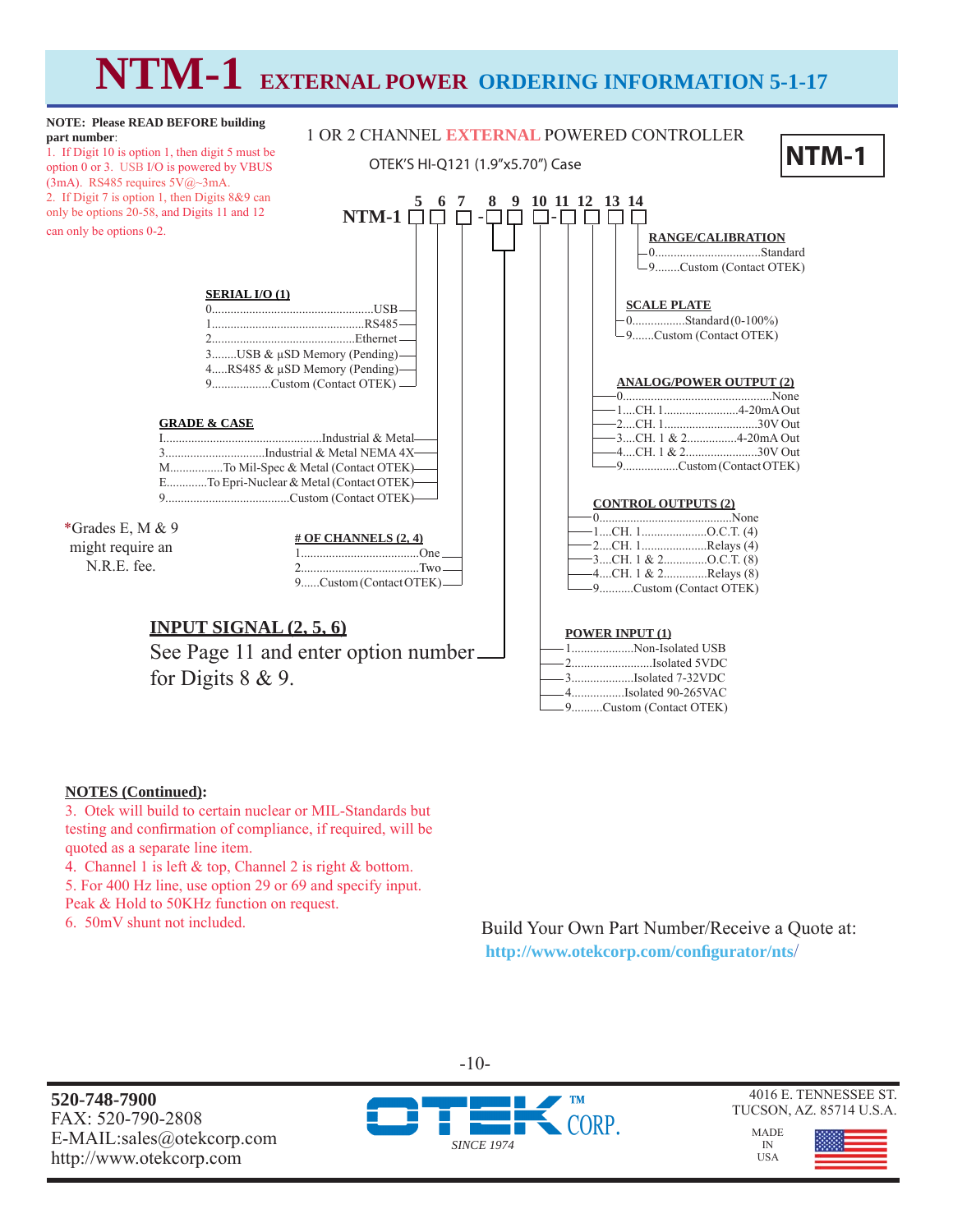# NTM-1 EXTERNAL POWER ORDERING INFORMATION 5-1-17

**NOTE: Please READ BEFORE building part number**:

1. If Digit 10 is option 1, then digit 5 must be option 0 or 3. USB I/O is powered by VBUS (3mA). RS485 requires 5V@~3mA.
2. If Digit 7 is option 1, then Digits 8&9 can only be options 20-58, and Digits 11 and 12 can only be options 0-2.

1 OR 2 CHANNEL EXTERNAL POWERED CONTROLLER

OTEK'S HI-Q121 (1.9"x5.70") Case

**NTM-1**

NTM-1 ☐ ☐ ☐ - ☐ ☐ ☐ - ☐ ☐ ☐ ☐
(Digits: 5 6 7 - 8 9 10 - 11 12 13 14)

**SERIAL I/O (1)** (Digit 5)
- 0....USB
- 1....RS485
- 2....Ethernet
- 3....USB & µSD Memory (Pending)
- 4....RS485 & µSD Memory (Pending)
- 9....Custom (Contact OTEK)

**GRADE & CASE** (Digit 6)
- I....Industrial & Metal
- 3....Industrial & Metal NEMA 4X
- M....To Mil-Spec & Metal (Contact OTEK)
- E....To Epri-Nuclear & Metal (Contact OTEK)
- 9....Custom (Contact OTEK)

*Grades E, M & 9 might require an N.R.E. fee.

**# OF CHANNELS (2, 4)** (Digit 7)
- 1....One
- 2....Two
- 9....Custom (Contact OTEK)

**INPUT SIGNAL (2, 5, 6)** (Digits 8 & 9)
See Page 11 and enter option number for Digits 8 & 9.

**POWER INPUT (1)** (Digit 10)
- 1....Non-Isolated USB
- 2....Isolated 5VDC
- 3....Isolated 7-32VDC
- 4....Isolated 90-265VAC
- 9....Custom (Contact OTEK)

**CONTROL OUTPUTS (2)** (Digit 11)
- 0....None
- 1....CH. 1....O.C.T. (4)
- 2....CH. 1....Relays (4)
- 3....CH. 1 & 2....O.C.T. (8)
- 4....CH. 1 & 2....Relays (8)
- 9....Custom (Contact OTEK)

**ANALOG/POWER OUTPUT (2)** (Digit 12)
- 0....None
- 1....CH. 1....4-20mA Out
- 2....CH. 1....30V Out
- 3....CH. 1 & 2....4-20mA Out
- 4....CH. 1 & 2....30V Out
- 9....Custom (Contact OTEK)

**SCALE PLATE** (Digit 13)
- 0....Standard (0-100%)
- 9....Custom (Contact OTEK)

**RANGE/CALIBRATION** (Digit 14)
- 0....Standard
- 9....Custom (Contact OTEK)

**NOTES (Continued):**

3. Otek will build to certain nuclear or MIL-Standards but testing and confirmation of compliance, if required, will be quoted as a separate line item.
4. Channel 1 is left & top, Channel 2 is right & bottom.
5. For 400 Hz line, use option 29 or 69 and specify input. Peak & Hold to 50KHz function on request.
6. 50mV shunt not included.

Build Your Own Part Number/Receive a Quote at:
**http://www.otekcorp.com/configurator/nts/**

**520-748-7900**
FAX: 520-790-2808
E-MAIL:sales@otekcorp.com
http://www.otekcorp.com

OTEK CORP. SINCE 1974

4016 E. TENNESSEE ST.
TUCSON, AZ. 85714 U.S.A.

MADE IN USA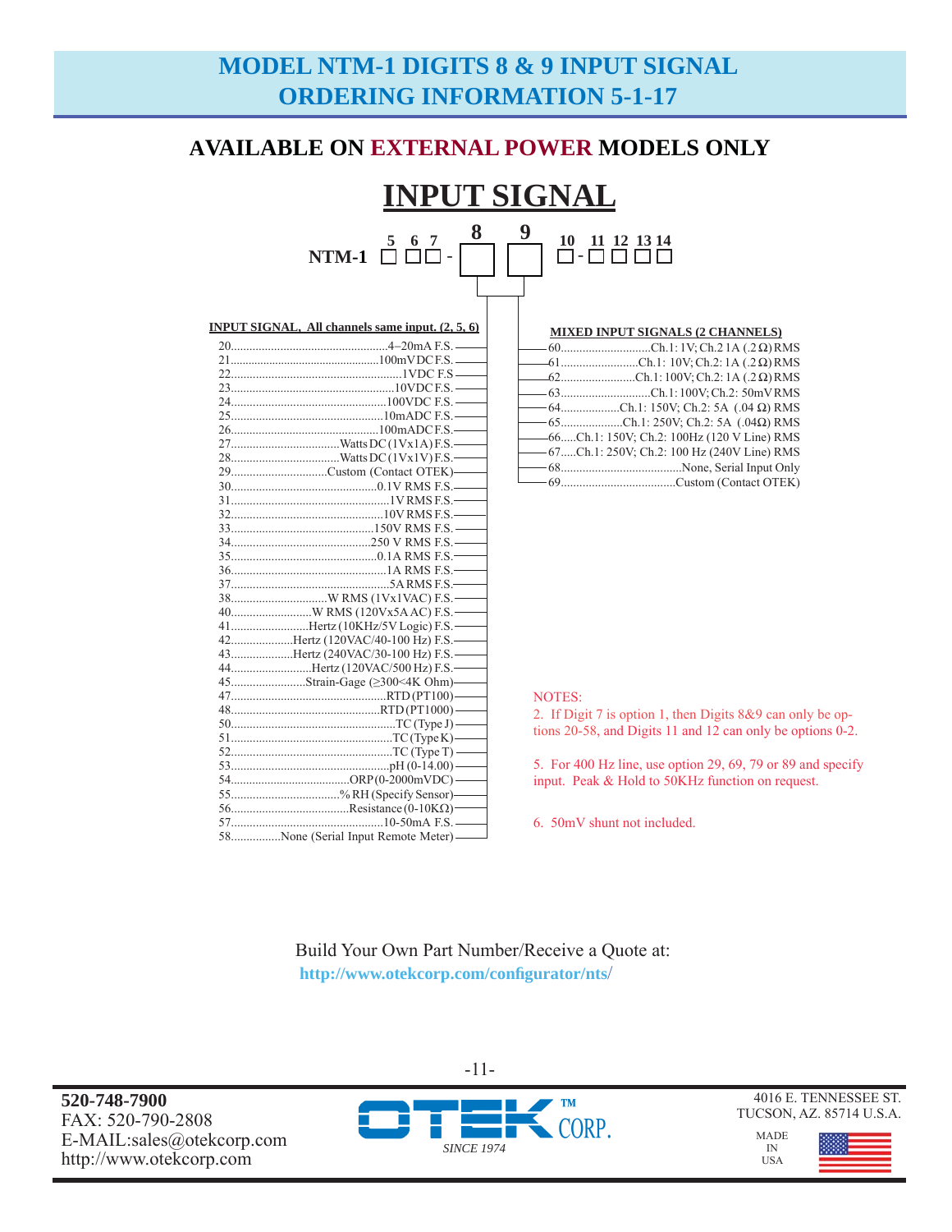# MODEL NTM-1 DIGITS 8 & 9 INPUT SIGNAL ORDERING INFORMATION 5-1-17

## AVAILABLE ON EXTERNAL POWER MODELS ONLY

## INPUT SIGNAL

NTM-1 [5] [6] [7] - [8] [9] [10] - [11] [12] [13] [14]

**INPUT SIGNAL, All channels same input. (2, 5, 6)**

- 20 .... 4–20mA F.S.
- 21 .... 100mVDC F.S.
- 22 .... 1VDC F.S
- 23 .... 10VDC F.S.
- 24 .... 100VDC F.S.
- 25 .... 10mADC F.S.
- 26 .... 100mADC F.S.
- 27 .... Watts DC (1Vx1A) F.S.
- 28 .... Watts DC (1Vx1V) F.S.
- 29 .... Custom (Contact OTEK)
- 30 .... 0.1V RMS F.S.
- 31 .... 1V RMS F.S.
- 32 .... 10V RMS F.S.
- 33 .... 150V RMS F.S.
- 34 .... 250 V RMS F.S.
- 35 .... 0.1A RMS F.S.
- 36 .... 1A RMS F.S.
- 37 .... 5A RMS F.S.
- 38 .... W RMS (1Vx1VAC) F.S.
- 40 .... W RMS (120Vx5A AC) F.S.
- 41 .... Hertz (10KHz/5V Logic) F.S.
- 42 .... Hertz (120VAC/40-100 Hz) F.S.
- 43 .... Hertz (240VAC/30-100 Hz) F.S.
- 44 .... Hertz (120VAC/500 Hz) F.S.
- 45 .... Strain-Gage (≥300<4K Ohm)
- 47 .... RTD (PT100)
- 48 .... RTD (PT1000)
- 50 .... TC (Type J)
- 51 .... TC (Type K)
- 52 .... TC (Type T)
- 53 .... pH (0-14.00)
- 54 .... ORP (0-2000mVDC)
- 55 .... % RH (Specify Sensor)
- 56 .... Resistance (0-10KΩ)
- 57 .... 10-50mA F.S.
- 58 .... None (Serial Input Remote Meter)

**MIXED INPUT SIGNALS (2 CHANNELS)**

- 60 .... Ch.1: 1V; Ch.2 1A (.2 Ω) RMS
- 61 .... Ch.1: 10V; Ch.2: 1A (.2 Ω) RMS
- 62 .... Ch.1: 100V; Ch.2: 1A (.2 Ω) RMS
- 63 .... Ch.1: 100V; Ch.2: 50mV RMS
- 64 .... Ch.1: 150V; Ch.2: 5A (.04 Ω) RMS
- 65 .... Ch.1: 250V; Ch.2: 5A (.04Ω) RMS
- 66 .... Ch.1: 150V; Ch.2: 100Hz (120 V Line) RMS
- 67 .... Ch.1: 250V; Ch.2: 100 Hz (240V Line) RMS
- 68 .... None, Serial Input Only
- 69 .... Custom (Contact OTEK)

NOTES:

2. If Digit 7 is option 1, then Digits 8&9 can only be options 20-58, and Digits 11 and 12 can only be options 0-2.

5. For 400 Hz line, use option 29, 69, 79 or 89 and specify input. Peak & Hold to 50KHz function on request.

6. 50mV shunt not included.

Build Your Own Part Number/Receive a Quote at:
http://www.otekcorp.com/configurator/nts/

**520-748-7900**
FAX: 520-790-2808
E-MAIL:sales@otekcorp.com
http://www.otekcorp.com

OTEK™ CORP. SINCE 1974

4016 E. TENNESSEE ST.
TUCSON, AZ. 85714 U.S.A.

MADE IN USA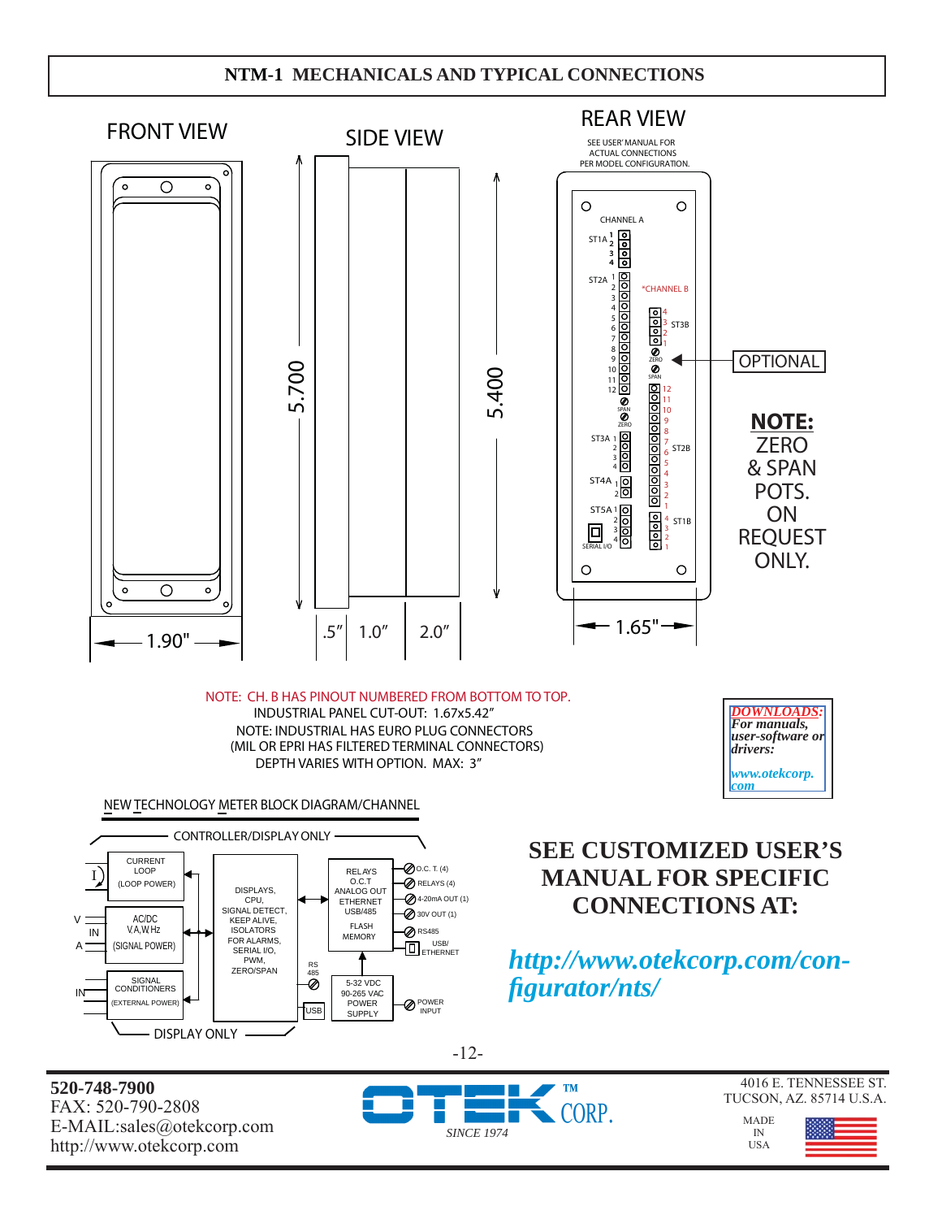# NTM-1 MECHANICALS AND TYPICAL CONNECTIONS

FRONT VIEW

SIDE VIEW

REAR VIEW

SEE USER' MANUAL FOR ACTUAL CONNECTIONS PER MODEL CONFIGURATION.

CHANNEL A

ST1A 1 2 3 4

ST2A 1 2 3 4 5 6 7 8 9 10 11 12

*CHANNEL B

ST3B 4 3 2 1

ZERO

SPAN

OPTIONAL

SPAN

ZERO

ST2B 12 11 10 9 8 7 6 5 4 3 2 1

ST3A 1 2 3 4

ST4A 1 2

ST5A 1 2 3 4

SERIAL I/O

ST1B 4 3 2 1

**NOTE:** ZERO & SPAN POTS. ON REQUEST ONLY.

5.700

5.400

1.90"

.5″ 1.0″ 2.0″

1.65"

NOTE: CH. B HAS PINOUT NUMBERED FROM BOTTOM TO TOP.
INDUSTRIAL PANEL CUT-OUT: 1.67x5.42″
NOTE: INDUSTRIAL HAS EURO PLUG CONNECTORS
(MIL OR EPRI HAS FILTERED TERMINAL CONNECTORS)
DEPTH VARIES WITH OPTION. MAX: 3″

***DOWNLOADS:***
***For manuals, user-software or drivers:***

***www.otekcorp.com***

NEW TECHNOLOGY METER BLOCK DIAGRAM/CHANNEL

CONTROLLER/DISPLAY ONLY

I — CURRENT LOOP (LOOP POWER)

V, A IN — AC/DC V,A,W,Hz (SIGNAL POWER)

IN — SIGNAL CONDITIONERS (EXTERNAL POWER)

DISPLAYS, CPU, SIGNAL DETECT, KEEP ALIVE, ISOLATORS FOR ALARMS, SERIAL I/O, PWM, ZERO/SPAN

RELAYS O.C.T ANALOG OUT ETHERNET USB/485 FLASH MEMORY

O.C. T. (4)
RELAYS (4)
4-20mA OUT (1)
30V OUT (1)
RS485
USB/ETHERNET

RS 485

USB

5-32 VDC 90-265 VAC POWER SUPPLY

POWER INPUT

DISPLAY ONLY

## SEE CUSTOMIZED USER'S MANUAL FOR SPECIFIC CONNECTIONS AT:

***http://www.otekcorp.com/configurator/nts/***

**520-748-7900**
FAX: 520-790-2808
E-MAIL:sales@otekcorp.com
http://www.otekcorp.com

OTEK™ CORP. SINCE 1974

4016 E. TENNESSEE ST.
TUCSON, AZ. 85714 U.S.A.

MADE IN USA